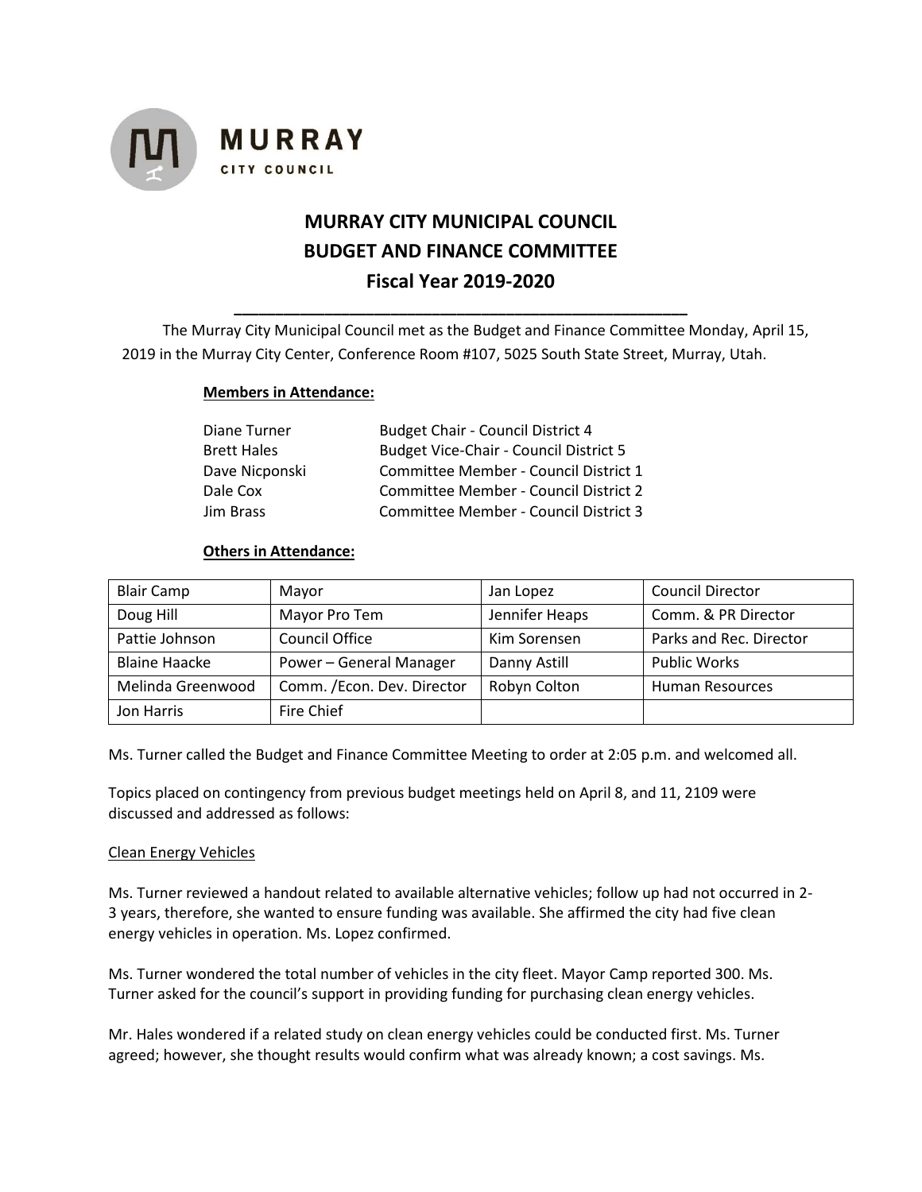MURRAY CITY COUNCIL

# MURRAY CITY MUNICIPAL COUNCIL
# BUDGET AND FINANCE COMMITTEE
# Fiscal Year 2019-2020

The Murray City Municipal Council met as the Budget and Finance Committee Monday, April 15, 2019 in the Murray City Center, Conference Room #107, 5025 South State Street, Murray, Utah.

**Members in Attendance:**

| | |
|---|---|
| Diane Turner | Budget Chair - Council District 4 |
| Brett Hales | Budget Vice-Chair - Council District 5 |
| Dave Nicponski | Committee Member - Council District 1 |
| Dale Cox | Committee Member - Council District 2 |
| Jim Brass | Committee Member - Council District 3 |

**Others in Attendance:**

| | | | |
|---|---|---|---|
| Blair Camp | Mayor | Jan Lopez | Council Director |
| Doug Hill | Mayor Pro Tem | Jennifer Heaps | Comm. & PR Director |
| Pattie Johnson | Council Office | Kim Sorensen | Parks and Rec. Director |
| Blaine Haacke | Power – General Manager | Danny Astill | Public Works |
| Melinda Greenwood | Comm. /Econ. Dev. Director | Robyn Colton | Human Resources |
| Jon Harris | Fire Chief | | |

Ms. Turner called the Budget and Finance Committee Meeting to order at 2:05 p.m. and welcomed all.

Topics placed on contingency from previous budget meetings held on April 8, and 11, 2109 were discussed and addressed as follows:

Clean Energy Vehicles

Ms. Turner reviewed a handout related to available alternative vehicles; follow up had not occurred in 2-3 years, therefore, she wanted to ensure funding was available. She affirmed the city had five clean energy vehicles in operation. Ms. Lopez confirmed.

Ms. Turner wondered the total number of vehicles in the city fleet. Mayor Camp reported 300. Ms. Turner asked for the council's support in providing funding for purchasing clean energy vehicles.

Mr. Hales wondered if a related study on clean energy vehicles could be conducted first. Ms. Turner agreed; however, she thought results would confirm what was already known; a cost savings. Ms.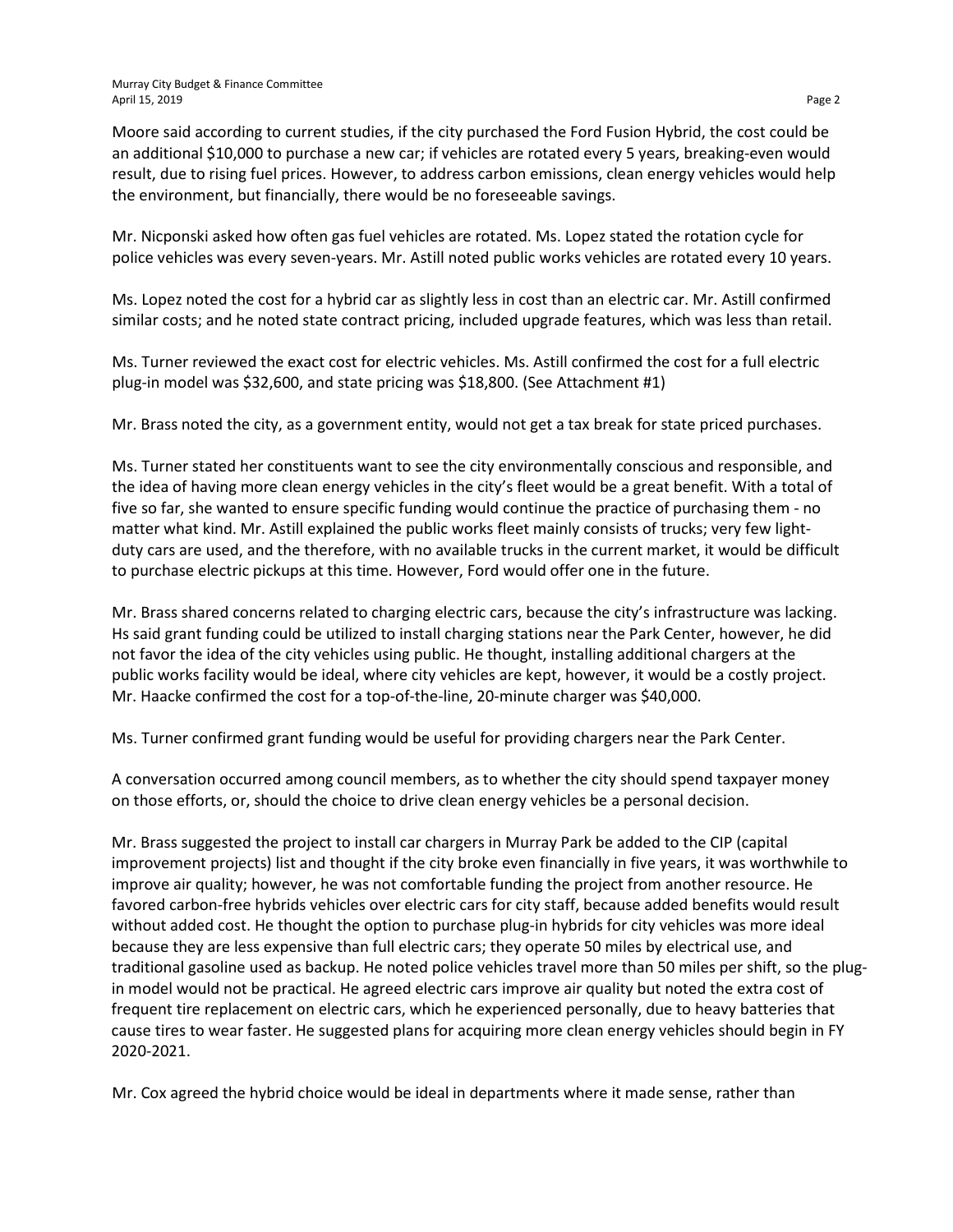Moore said according to current studies, if the city purchased the Ford Fusion Hybrid, the cost could be an additional $10,000 to purchase a new car; if vehicles are rotated every 5 years, breaking-even would result, due to rising fuel prices. However, to address carbon emissions, clean energy vehicles would help the environment, but financially, there would be no foreseeable savings.

Mr. Nicponski asked how often gas fuel vehicles are rotated. Ms. Lopez stated the rotation cycle for police vehicles was every seven-years. Mr. Astill noted public works vehicles are rotated every 10 years.

Ms. Lopez noted the cost for a hybrid car as slightly less in cost than an electric car. Mr. Astill confirmed similar costs; and he noted state contract pricing, included upgrade features, which was less than retail.

Ms. Turner reviewed the exact cost for electric vehicles. Ms. Astill confirmed the cost for a full electric plug-in model was $32,600, and state pricing was $18,800. (See Attachment #1)

Mr. Brass noted the city, as a government entity, would not get a tax break for state priced purchases.

Ms. Turner stated her constituents want to see the city environmentally conscious and responsible, and the idea of having more clean energy vehicles in the city's fleet would be a great benefit. With a total of five so far, she wanted to ensure specific funding would continue the practice of purchasing them - no matter what kind. Mr. Astill explained the public works fleet mainly consists of trucks; very few light-duty cars are used, and the therefore, with no available trucks in the current market, it would be difficult to purchase electric pickups at this time. However, Ford would offer one in the future.

Mr. Brass shared concerns related to charging electric cars, because the city's infrastructure was lacking. Hs said grant funding could be utilized to install charging stations near the Park Center, however, he did not favor the idea of the city vehicles using public. He thought, installing additional chargers at the public works facility would be ideal, where city vehicles are kept, however, it would be a costly project. Mr. Haacke confirmed the cost for a top-of-the-line, 20-minute charger was $40,000.

Ms. Turner confirmed grant funding would be useful for providing chargers near the Park Center.

A conversation occurred among council members, as to whether the city should spend taxpayer money on those efforts, or, should the choice to drive clean energy vehicles be a personal decision.

Mr. Brass suggested the project to install car chargers in Murray Park be added to the CIP (capital improvement projects) list and thought if the city broke even financially in five years, it was worthwhile to improve air quality; however, he was not comfortable funding the project from another resource. He favored carbon-free hybrids vehicles over electric cars for city staff, because added benefits would result without added cost. He thought the option to purchase plug-in hybrids for city vehicles was more ideal because they are less expensive than full electric cars; they operate 50 miles by electrical use, and traditional gasoline used as backup. He noted police vehicles travel more than 50 miles per shift, so the plug-in model would not be practical. He agreed electric cars improve air quality but noted the extra cost of frequent tire replacement on electric cars, which he experienced personally, due to heavy batteries that cause tires to wear faster. He suggested plans for acquiring more clean energy vehicles should begin in FY 2020-2021.

Mr. Cox agreed the hybrid choice would be ideal in departments where it made sense, rather than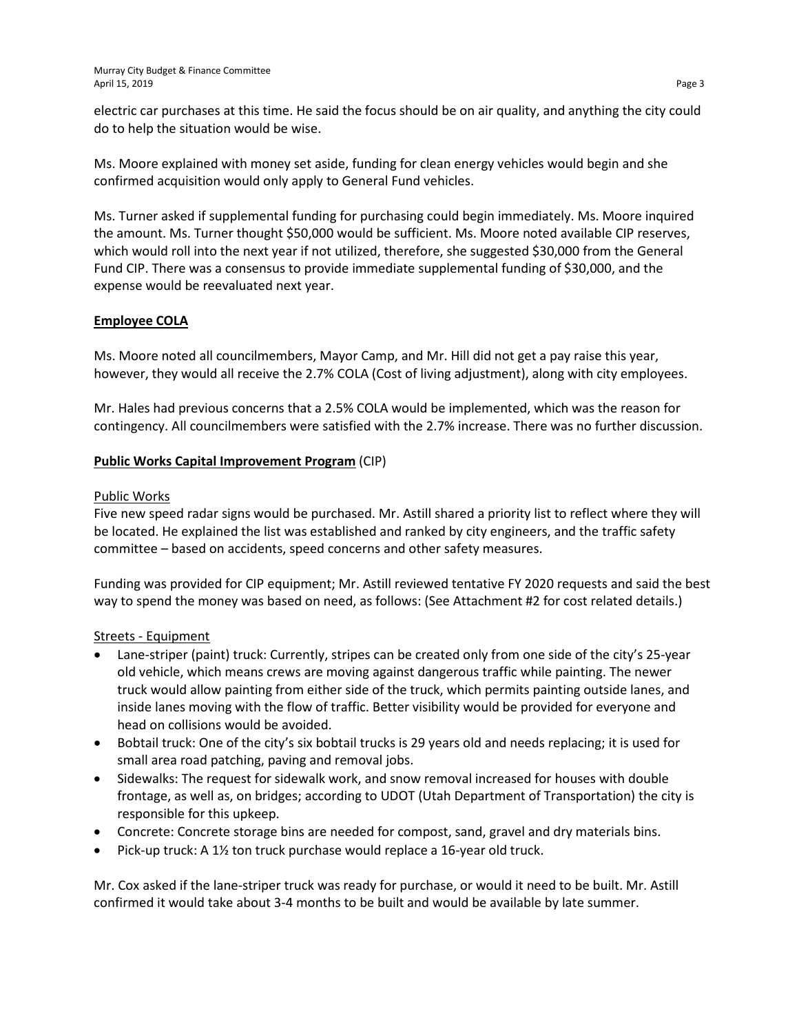electric car purchases at this time. He said the focus should be on air quality, and anything the city could do to help the situation would be wise.

Ms. Moore explained with money set aside, funding for clean energy vehicles would begin and she confirmed acquisition would only apply to General Fund vehicles.

Ms. Turner asked if supplemental funding for purchasing could begin immediately. Ms. Moore inquired the amount. Ms. Turner thought $50,000 would be sufficient. Ms. Moore noted available CIP reserves, which would roll into the next year if not utilized, therefore, she suggested $30,000 from the General Fund CIP. There was a consensus to provide immediate supplemental funding of $30,000, and the expense would be reevaluated next year.

**Employee COLA**

Ms. Moore noted all councilmembers, Mayor Camp, and Mr. Hill did not get a pay raise this year, however, they would all receive the 2.7% COLA (Cost of living adjustment), along with city employees.

Mr. Hales had previous concerns that a 2.5% COLA would be implemented, which was the reason for contingency. All councilmembers were satisfied with the 2.7% increase. There was no further discussion.

**Public Works Capital Improvement Program** (CIP)

Public Works

Five new speed radar signs would be purchased. Mr. Astill shared a priority list to reflect where they will be located. He explained the list was established and ranked by city engineers, and the traffic safety committee – based on accidents, speed concerns and other safety measures.

Funding was provided for CIP equipment; Mr. Astill reviewed tentative FY 2020 requests and said the best way to spend the money was based on need, as follows: (See Attachment #2 for cost related details.)

Streets - Equipment

- Lane-striper (paint) truck: Currently, stripes can be created only from one side of the city's 25-year old vehicle, which means crews are moving against dangerous traffic while painting. The newer truck would allow painting from either side of the truck, which permits painting outside lanes, and inside lanes moving with the flow of traffic. Better visibility would be provided for everyone and head on collisions would be avoided.
- Bobtail truck: One of the city's six bobtail trucks is 29 years old and needs replacing; it is used for small area road patching, paving and removal jobs.
- Sidewalks: The request for sidewalk work, and snow removal increased for houses with double frontage, as well as, on bridges; according to UDOT (Utah Department of Transportation) the city is responsible for this upkeep.
- Concrete: Concrete storage bins are needed for compost, sand, gravel and dry materials bins.
- Pick-up truck: A 1½ ton truck purchase would replace a 16-year old truck.

Mr. Cox asked if the lane-striper truck was ready for purchase, or would it need to be built. Mr. Astill confirmed it would take about 3-4 months to be built and would be available by late summer.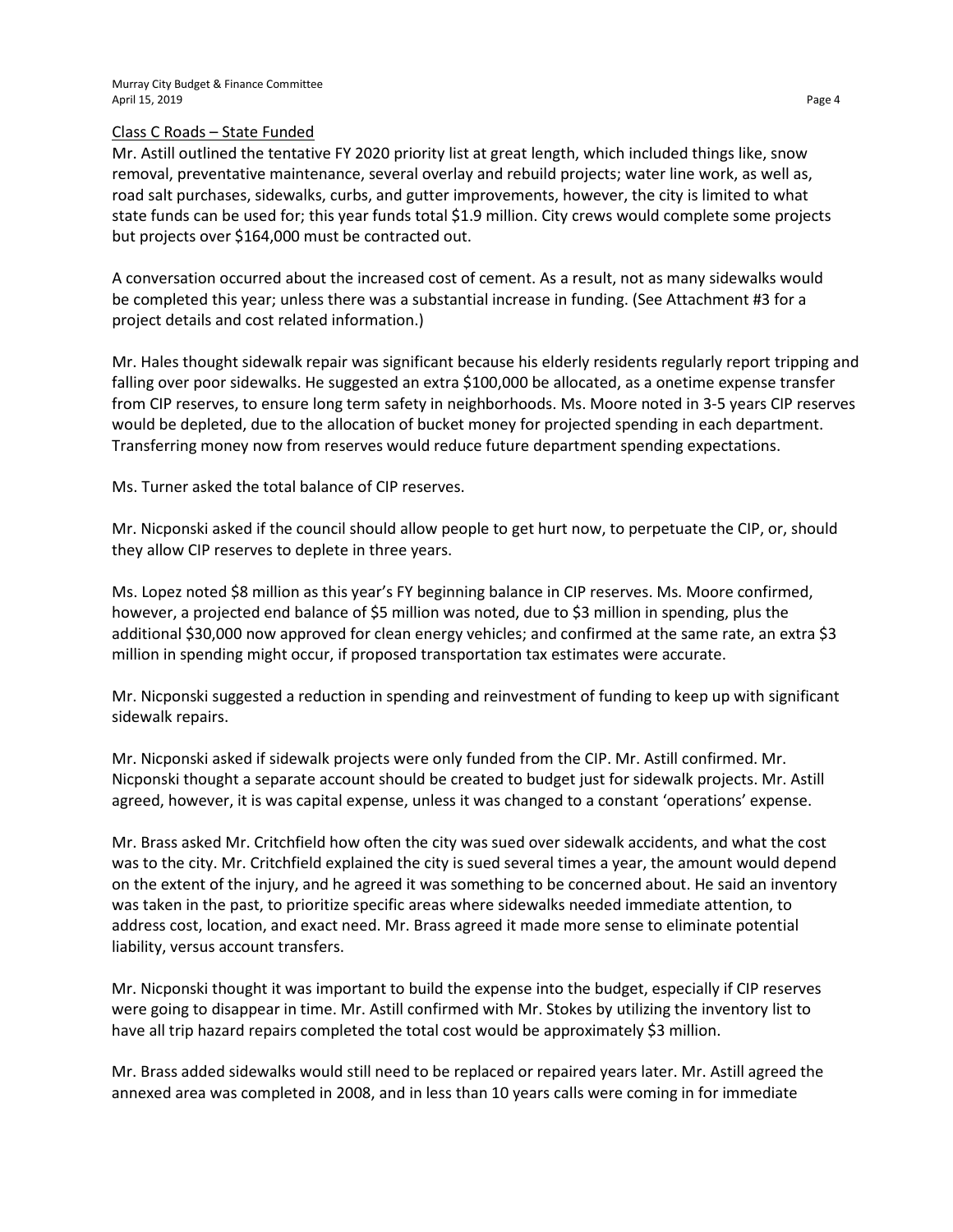Class C Roads – State Funded

Mr. Astill outlined the tentative FY 2020 priority list at great length, which included things like, snow removal, preventative maintenance, several overlay and rebuild projects; water line work, as well as, road salt purchases, sidewalks, curbs, and gutter improvements, however, the city is limited to what state funds can be used for; this year funds total $1.9 million. City crews would complete some projects but projects over $164,000 must be contracted out.

A conversation occurred about the increased cost of cement. As a result, not as many sidewalks would be completed this year; unless there was a substantial increase in funding. (See Attachment #3 for a project details and cost related information.)

Mr. Hales thought sidewalk repair was significant because his elderly residents regularly report tripping and falling over poor sidewalks. He suggested an extra $100,000 be allocated, as a onetime expense transfer from CIP reserves, to ensure long term safety in neighborhoods. Ms. Moore noted in 3-5 years CIP reserves would be depleted, due to the allocation of bucket money for projected spending in each department. Transferring money now from reserves would reduce future department spending expectations.

Ms. Turner asked the total balance of CIP reserves.

Mr. Nicponski asked if the council should allow people to get hurt now, to perpetuate the CIP, or, should they allow CIP reserves to deplete in three years.

Ms. Lopez noted $8 million as this year's FY beginning balance in CIP reserves. Ms. Moore confirmed, however, a projected end balance of $5 million was noted, due to $3 million in spending, plus the additional $30,000 now approved for clean energy vehicles; and confirmed at the same rate, an extra $3 million in spending might occur, if proposed transportation tax estimates were accurate.

Mr. Nicponski suggested a reduction in spending and reinvestment of funding to keep up with significant sidewalk repairs.

Mr. Nicponski asked if sidewalk projects were only funded from the CIP. Mr. Astill confirmed. Mr. Nicponski thought a separate account should be created to budget just for sidewalk projects. Mr. Astill agreed, however, it is was capital expense, unless it was changed to a constant 'operations' expense.

Mr. Brass asked Mr. Critchfield how often the city was sued over sidewalk accidents, and what the cost was to the city. Mr. Critchfield explained the city is sued several times a year, the amount would depend on the extent of the injury, and he agreed it was something to be concerned about. He said an inventory was taken in the past, to prioritize specific areas where sidewalks needed immediate attention, to address cost, location, and exact need. Mr. Brass agreed it made more sense to eliminate potential liability, versus account transfers.

Mr. Nicponski thought it was important to build the expense into the budget, especially if CIP reserves were going to disappear in time. Mr. Astill confirmed with Mr. Stokes by utilizing the inventory list to have all trip hazard repairs completed the total cost would be approximately $3 million.

Mr. Brass added sidewalks would still need to be replaced or repaired years later. Mr. Astill agreed the annexed area was completed in 2008, and in less than 10 years calls were coming in for immediate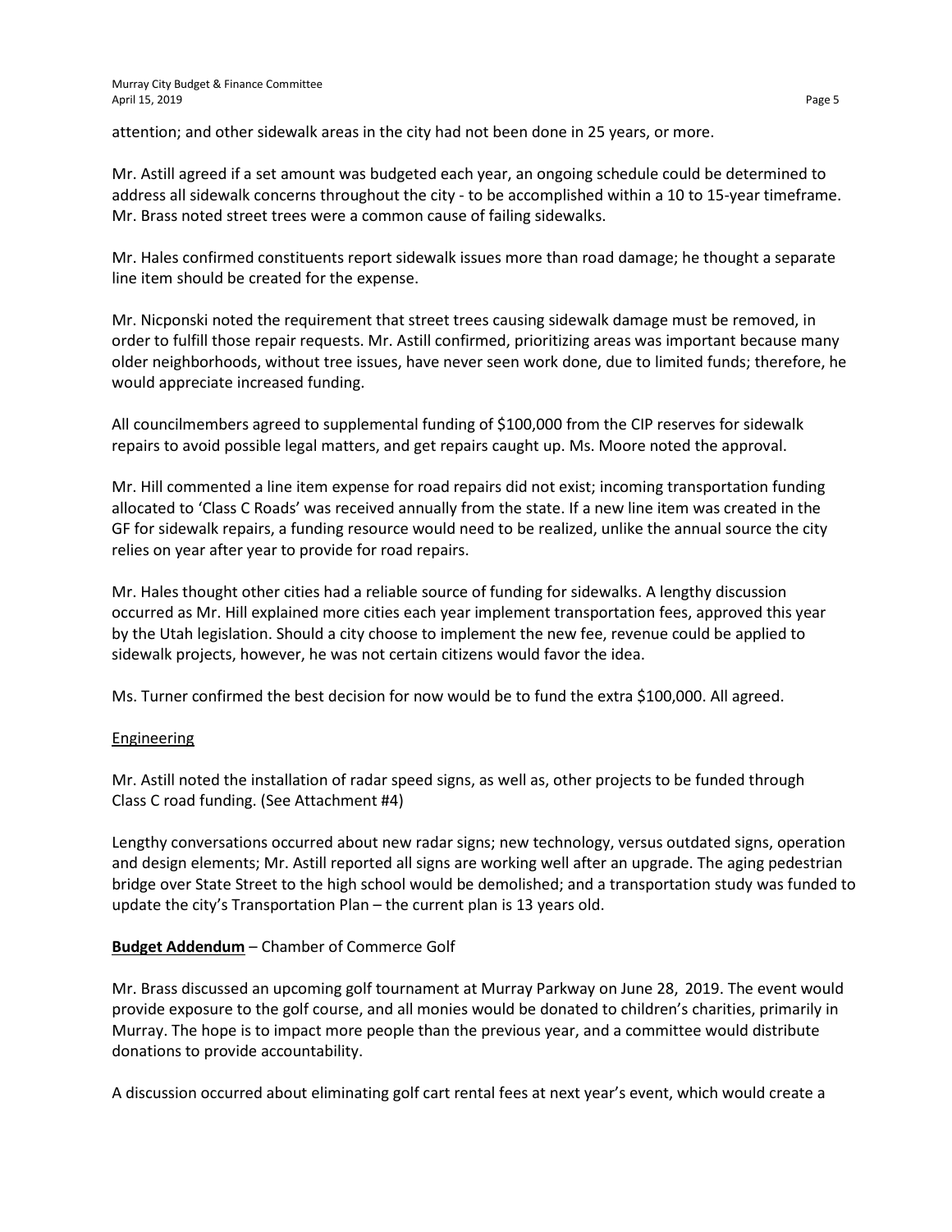attention; and other sidewalk areas in the city had not been done in 25 years, or more.

Mr. Astill agreed if a set amount was budgeted each year, an ongoing schedule could be determined to address all sidewalk concerns throughout the city - to be accomplished within a 10 to 15-year timeframe. Mr. Brass noted street trees were a common cause of failing sidewalks.

Mr. Hales confirmed constituents report sidewalk issues more than road damage; he thought a separate line item should be created for the expense.

Mr. Nicponski noted the requirement that street trees causing sidewalk damage must be removed, in order to fulfill those repair requests. Mr. Astill confirmed, prioritizing areas was important because many older neighborhoods, without tree issues, have never seen work done, due to limited funds; therefore, he would appreciate increased funding.

All councilmembers agreed to supplemental funding of $100,000 from the CIP reserves for sidewalk repairs to avoid possible legal matters, and get repairs caught up. Ms. Moore noted the approval.

Mr. Hill commented a line item expense for road repairs did not exist; incoming transportation funding allocated to 'Class C Roads' was received annually from the state. If a new line item was created in the GF for sidewalk repairs, a funding resource would need to be realized, unlike the annual source the city relies on year after year to provide for road repairs.

Mr. Hales thought other cities had a reliable source of funding for sidewalks. A lengthy discussion occurred as Mr. Hill explained more cities each year implement transportation fees, approved this year by the Utah legislation. Should a city choose to implement the new fee, revenue could be applied to sidewalk projects, however, he was not certain citizens would favor the idea.

Ms. Turner confirmed the best decision for now would be to fund the extra $100,000. All agreed.

Engineering

Mr. Astill noted the installation of radar speed signs, as well as, other projects to be funded through Class C road funding. (See Attachment #4)

Lengthy conversations occurred about new radar signs; new technology, versus outdated signs, operation and design elements; Mr. Astill reported all signs are working well after an upgrade. The aging pedestrian bridge over State Street to the high school would be demolished; and a transportation study was funded to update the city's Transportation Plan – the current plan is 13 years old.

**Budget Addendum** – Chamber of Commerce Golf

Mr. Brass discussed an upcoming golf tournament at Murray Parkway on June 28, 2019. The event would provide exposure to the golf course, and all monies would be donated to children's charities, primarily in Murray. The hope is to impact more people than the previous year, and a committee would distribute donations to provide accountability.

A discussion occurred about eliminating golf cart rental fees at next year's event, which would create a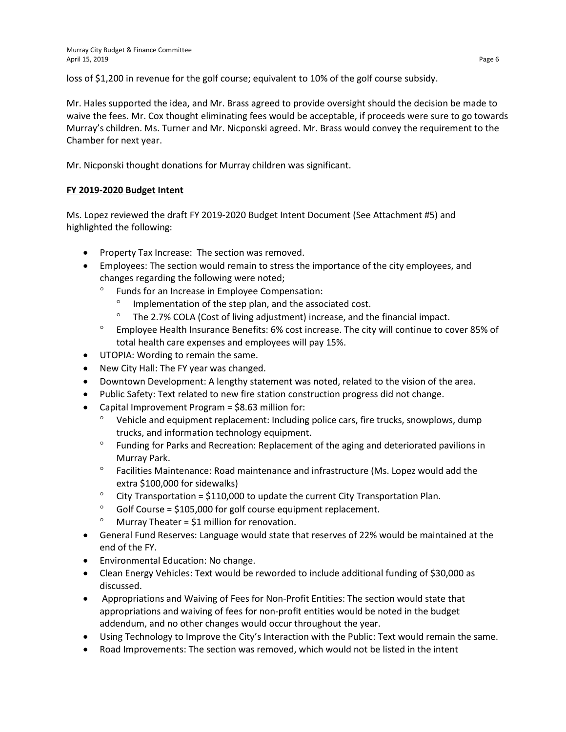loss of $1,200 in revenue for the golf course; equivalent to 10% of the golf course subsidy.

Mr. Hales supported the idea, and Mr. Brass agreed to provide oversight should the decision be made to waive the fees. Mr. Cox thought eliminating fees would be acceptable, if proceeds were sure to go towards Murray's children. Ms. Turner and Mr. Nicponski agreed. Mr. Brass would convey the requirement to the Chamber for next year.

Mr. Nicponski thought donations for Murray children was significant.

**FY 2019-2020 Budget Intent**

Ms. Lopez reviewed the draft FY 2019-2020 Budget Intent Document (See Attachment #5) and highlighted the following:

- Property Tax Increase: The section was removed.
- Employees: The section would remain to stress the importance of the city employees, and changes regarding the following were noted;
    - Funds for an Increase in Employee Compensation:
        - Implementation of the step plan, and the associated cost.
        - The 2.7% COLA (Cost of living adjustment) increase, and the financial impact.
    - Employee Health Insurance Benefits: 6% cost increase. The city will continue to cover 85% of total health care expenses and employees will pay 15%.
- UTOPIA: Wording to remain the same.
- New City Hall: The FY year was changed.
- Downtown Development: A lengthy statement was noted, related to the vision of the area.
- Public Safety: Text related to new fire station construction progress did not change.
- Capital Improvement Program = $8.63 million for:
    - Vehicle and equipment replacement: Including police cars, fire trucks, snowplows, dump trucks, and information technology equipment.
    - Funding for Parks and Recreation: Replacement of the aging and deteriorated pavilions in Murray Park.
    - Facilities Maintenance: Road maintenance and infrastructure (Ms. Lopez would add the extra $100,000 for sidewalks)
    - City Transportation = $110,000 to update the current City Transportation Plan.
    - Golf Course = $105,000 for golf course equipment replacement.
    - Murray Theater = $1 million for renovation.
- General Fund Reserves: Language would state that reserves of 22% would be maintained at the end of the FY.
- Environmental Education: No change.
- Clean Energy Vehicles: Text would be reworded to include additional funding of $30,000 as discussed.
- Appropriations and Waiving of Fees for Non-Profit Entities: The section would state that appropriations and waiving of fees for non-profit entities would be noted in the budget addendum, and no other changes would occur throughout the year.
- Using Technology to Improve the City's Interaction with the Public: Text would remain the same.
- Road Improvements: The section was removed, which would not be listed in the intent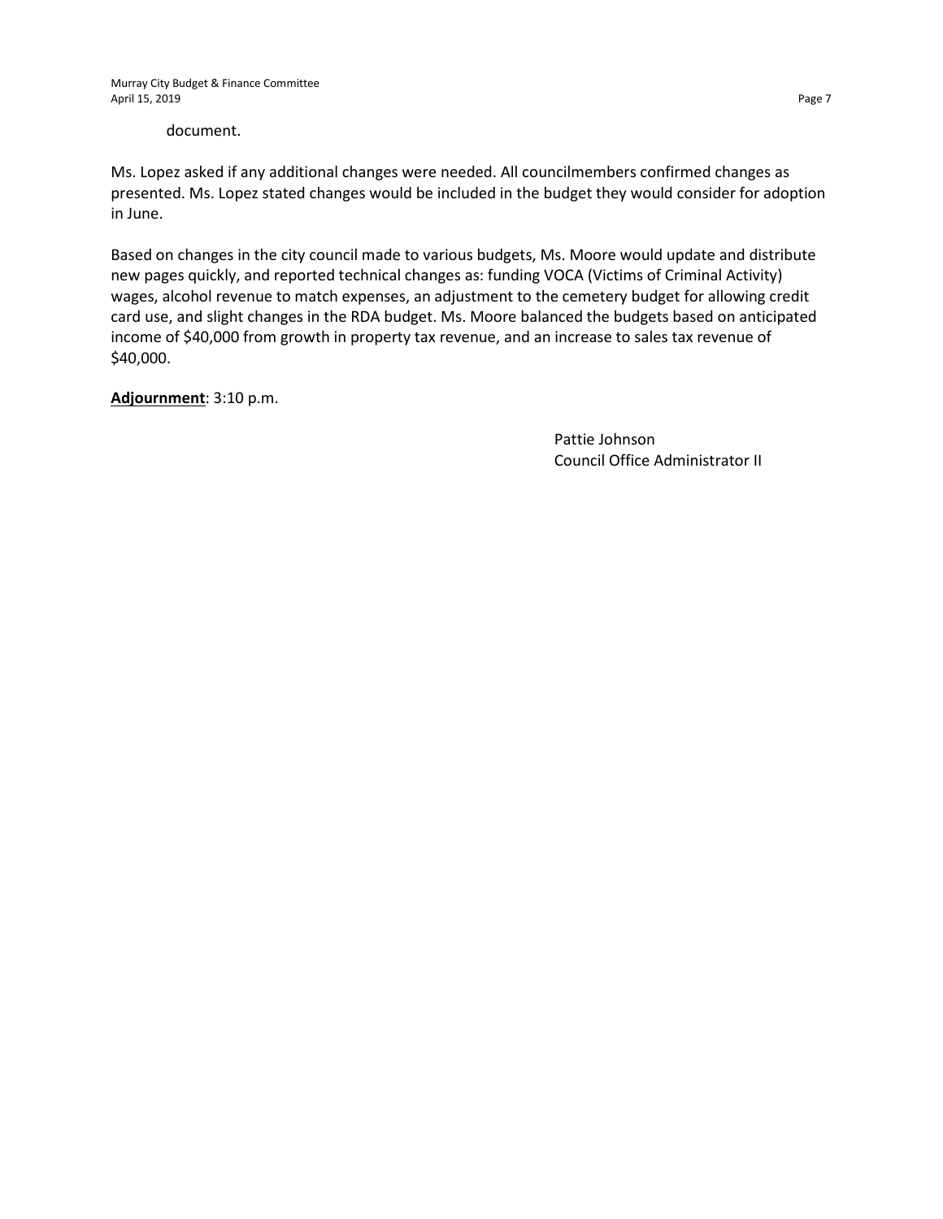document.

Ms. Lopez asked if any additional changes were needed. All councilmembers confirmed changes as presented. Ms. Lopez stated changes would be included in the budget they would consider for adoption in June.

Based on changes in the city council made to various budgets, Ms. Moore would update and distribute new pages quickly, and reported technical changes as: funding VOCA (Victims of Criminal Activity) wages, alcohol revenue to match expenses, an adjustment to the cemetery budget for allowing credit card use, and slight changes in the RDA budget. Ms. Moore balanced the budgets based on anticipated income of $40,000 from growth in property tax revenue, and an increase to sales tax revenue of $40,000.

**Adjournment**: 3:10 p.m.

Pattie Johnson
Council Office Administrator II